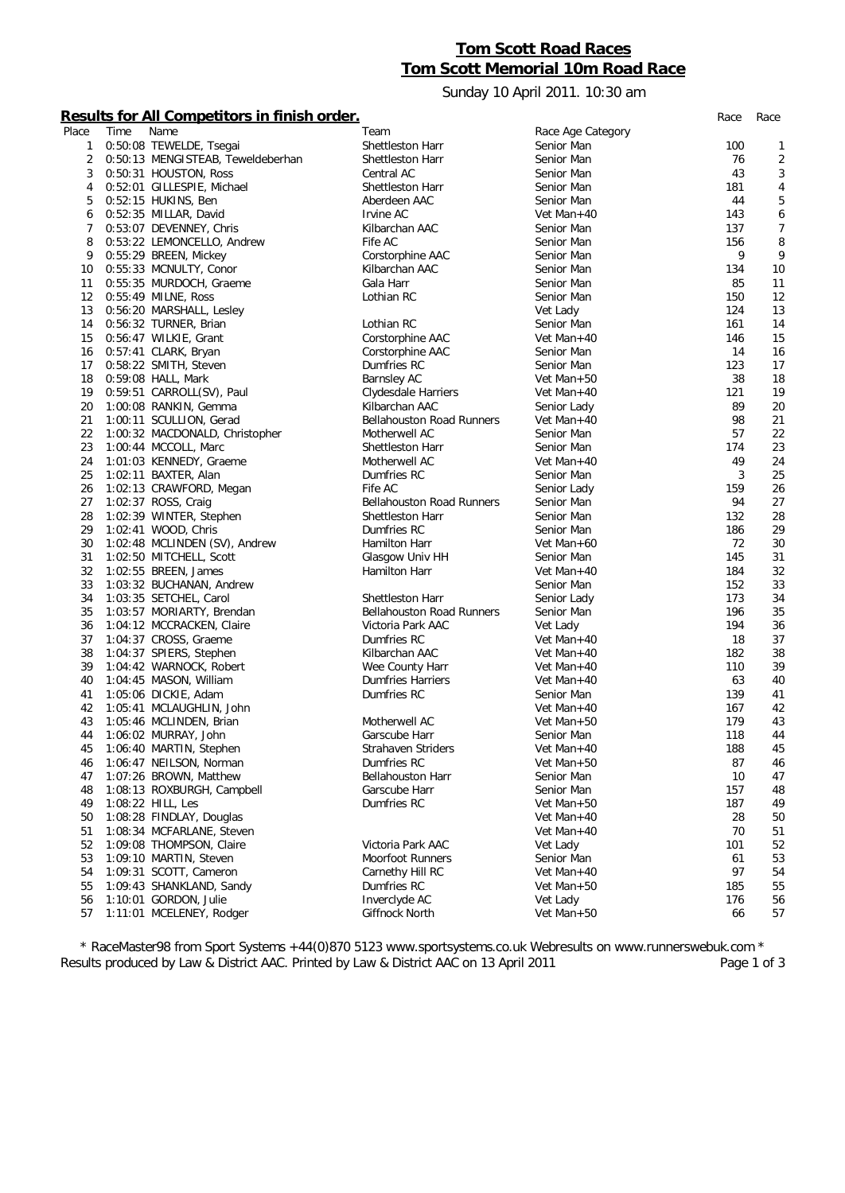# Tom Scott Road Races

# Tom Scott Memorial 10m Road Race

Sunday 10 April 2011. 10:30 am

## Results for All Competitors in finish order.

| Place | Time | Name | Team | Race Age Category | Race | Race |
|---|---|---|---|---|---|---|
| 1 | 0:50:08 | TEWELDE, Tsegai | Shettleston Harr | Senior Man | 100 | 1 |
| 2 | 0:50:13 | MENGISTEAB, Teweldeberhan | Shettleston Harr | Senior Man | 76 | 2 |
| 3 | 0:50:31 | HOUSTON, Ross | Central AC | Senior Man | 43 | 3 |
| 4 | 0:52:01 | GILLESPIE, Michael | Shettleston Harr | Senior Man | 181 | 4 |
| 5 | 0:52:15 | HUKINS, Ben | Aberdeen AAC | Senior Man | 44 | 5 |
| 6 | 0:52:35 | MILLAR, David | Irvine AC | Vet Man+40 | 143 | 6 |
| 7 | 0:53:07 | DEVENNEY, Chris | Kilbarchan AAC | Senior Man | 137 | 7 |
| 8 | 0:53:22 | LEMONCELLO, Andrew | Fife AC | Senior Man | 156 | 8 |
| 9 | 0:55:29 | BREEN, Mickey | Corstorphine AAC | Senior Man | 9 | 9 |
| 10 | 0:55:33 | MCNULTY, Conor | Kilbarchan AAC | Senior Man | 134 | 10 |
| 11 | 0:55:35 | MURDOCH, Graeme | Gala Harr | Senior Man | 85 | 11 |
| 12 | 0:55:49 | MILNE, Ross | Lothian RC | Senior Man | 150 | 12 |
| 13 | 0:56:20 | MARSHALL, Lesley | | Vet Lady | 124 | 13 |
| 14 | 0:56:32 | TURNER, Brian | Lothian RC | Senior Man | 161 | 14 |
| 15 | 0:56:47 | WILKIE, Grant | Corstorphine AAC | Vet Man+40 | 146 | 15 |
| 16 | 0:57:41 | CLARK, Bryan | Corstorphine AAC | Senior Man | 14 | 16 |
| 17 | 0:58:22 | SMITH, Steven | Dumfries RC | Senior Man | 123 | 17 |
| 18 | 0:59:08 | HALL, Mark | Barnsley AC | Vet Man+50 | 38 | 18 |
| 19 | 0:59:51 | CARROLL(SV), Paul | Clydesdale Harriers | Vet Man+40 | 121 | 19 |
| 20 | 1:00:08 | RANKIN, Gemma | Kilbarchan AAC | Senior Lady | 89 | 20 |
| 21 | 1:00:11 | SCULLION, Gerad | Bellahouston Road Runners | Vet Man+40 | 98 | 21 |
| 22 | 1:00:32 | MACDONALD, Christopher | Motherwell AC | Senior Man | 57 | 22 |
| 23 | 1:00:44 | MCCOLL, Marc | Shettleston Harr | Senior Man | 174 | 23 |
| 24 | 1:01:03 | KENNEDY, Graeme | Motherwell AC | Vet Man+40 | 49 | 24 |
| 25 | 1:02:11 | BAXTER, Alan | Dumfries RC | Senior Man | 3 | 25 |
| 26 | 1:02:13 | CRAWFORD, Megan | Fife AC | Senior Lady | 159 | 26 |
| 27 | 1:02:37 | ROSS, Craig | Bellahouston Road Runners | Senior Man | 94 | 27 |
| 28 | 1:02:39 | WINTER, Stephen | Shettleston Harr | Senior Man | 132 | 28 |
| 29 | 1:02:41 | WOOD, Chris | Dumfries RC | Senior Man | 186 | 29 |
| 30 | 1:02:48 | MCLINDEN (SV), Andrew | Hamilton Harr | Vet Man+60 | 72 | 30 |
| 31 | 1:02:50 | MITCHELL, Scott | Glasgow Univ HH | Senior Man | 145 | 31 |
| 32 | 1:02:55 | BREEN, James | Hamilton Harr | Vet Man+40 | 184 | 32 |
| 33 | 1:03:32 | BUCHANAN, Andrew | | Senior Man | 152 | 33 |
| 34 | 1:03:35 | SETCHEL, Carol | Shettleston Harr | Senior Lady | 173 | 34 |
| 35 | 1:03:57 | MORIARTY, Brendan | Bellahouston Road Runners | Senior Man | 196 | 35 |
| 36 | 1:04:12 | MCCRACKEN, Claire | Victoria Park AAC | Vet Lady | 194 | 36 |
| 37 | 1:04:37 | CROSS, Graeme | Dumfries RC | Vet Man+40 | 18 | 37 |
| 38 | 1:04:37 | SPIERS, Stephen | Kilbarchan AAC | Vet Man+40 | 182 | 38 |
| 39 | 1:04:42 | WARNOCK, Robert | Wee County Harr | Vet Man+40 | 110 | 39 |
| 40 | 1:04:45 | MASON, William | Dumfries Harriers | Vet Man+40 | 63 | 40 |
| 41 | 1:05:06 | DICKIE, Adam | Dumfries RC | Senior Man | 139 | 41 |
| 42 | 1:05:41 | MCLAUGHLIN, John | | Vet Man+40 | 167 | 42 |
| 43 | 1:05:46 | MCLINDEN, Brian | Motherwell AC | Vet Man+50 | 179 | 43 |
| 44 | 1:06:02 | MURRAY, John | Garscube Harr | Senior Man | 118 | 44 |
| 45 | 1:06:40 | MARTIN, Stephen | Strahaven Striders | Vet Man+40 | 188 | 45 |
| 46 | 1:06:47 | NEILSON, Norman | Dumfries RC | Vet Man+50 | 87 | 46 |
| 47 | 1:07:26 | BROWN, Matthew | Bellahouston Harr | Senior Man | 10 | 47 |
| 48 | 1:08:13 | ROXBURGH, Campbell | Garscube Harr | Senior Man | 157 | 48 |
| 49 | 1:08:22 | HILL, Les | Dumfries RC | Vet Man+50 | 187 | 49 |
| 50 | 1:08:28 | FINDLAY, Douglas | | Vet Man+40 | 28 | 50 |
| 51 | 1:08:34 | MCFARLANE, Steven | | Vet Man+40 | 70 | 51 |
| 52 | 1:09:08 | THOMPSON, Claire | Victoria Park AAC | Vet Lady | 101 | 52 |
| 53 | 1:09:10 | MARTIN, Steven | Moorfoot Runners | Senior Man | 61 | 53 |
| 54 | 1:09:31 | SCOTT, Cameron | Carnethy Hill RC | Vet Man+40 | 97 | 54 |
| 55 | 1:09:43 | SHANKLAND, Sandy | Dumfries RC | Vet Man+50 | 185 | 55 |
| 56 | 1:10:01 | GORDON, Julie | Inverclyde AC | Vet Lady | 176 | 56 |
| 57 | 1:11:01 | MCELENEY, Rodger | Giffnock North | Vet Man+50 | 66 | 57 |

* RaceMaster98 from Sport Systems +44(0)870 5123 www.sportsystems.co.uk Webresults on www.runnerswebuk.com *
Results produced by Law & District AAC. Printed by Law & District AAC on 13 April 2011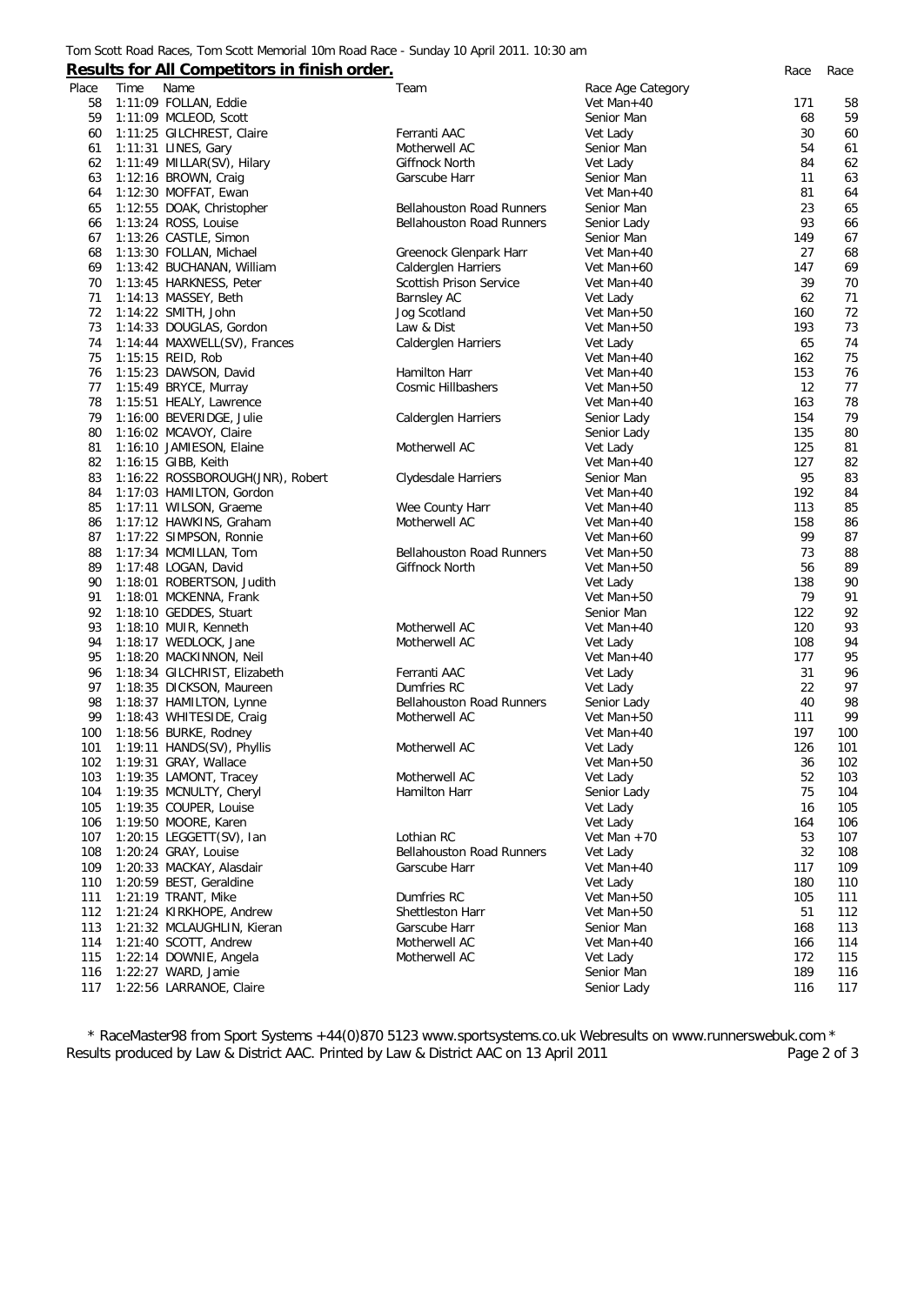Tom Scott Road Races, Tom Scott Memorial 10m Road Race - Sunday 10 April 2011. 10:30 am

## Results for All Competitors in finish order.

| Place | Time | Name | Team | Race Age Category | Race | Race |
|---|---|---|---|---|---|---|
| 58 | 1:11:09 | FOLLAN, Eddie | | Vet Man+40 | 171 | 58 |
| 59 | 1:11:09 | MCLEOD, Scott | | Senior Man | 68 | 59 |
| 60 | 1:11:25 | GILCHREST, Claire | Ferranti AAC | Vet Lady | 30 | 60 |
| 61 | 1:11:31 | LINES, Gary | Motherwell AC | Senior Man | 54 | 61 |
| 62 | 1:11:49 | MILLAR(SV), Hilary | Giffnock North | Vet Lady | 84 | 62 |
| 63 | 1:12:16 | BROWN, Craig | Garscube Harr | Senior Man | 11 | 63 |
| 64 | 1:12:30 | MOFFAT, Ewan | | Vet Man+40 | 81 | 64 |
| 65 | 1:12:55 | DOAK, Christopher | Bellahouston Road Runners | Senior Man | 23 | 65 |
| 66 | 1:13:24 | ROSS, Louise | Bellahouston Road Runners | Senior Lady | 93 | 66 |
| 67 | 1:13:26 | CASTLE, Simon | | Senior Man | 149 | 67 |
| 68 | 1:13:30 | FOLLAN, Michael | Greenock Glenpark Harr | Vet Man+40 | 27 | 68 |
| 69 | 1:13:42 | BUCHANAN, William | Calderglen Harriers | Vet Man+60 | 147 | 69 |
| 70 | 1:13:45 | HARKNESS, Peter | Scottish Prison Service | Vet Man+40 | 39 | 70 |
| 71 | 1:14:13 | MASSEY, Beth | Barnsley AC | Vet Lady | 62 | 71 |
| 72 | 1:14:22 | SMITH, John | Jog Scotland | Vet Man+50 | 160 | 72 |
| 73 | 1:14:33 | DOUGLAS, Gordon | Law & Dist | Vet Man+50 | 193 | 73 |
| 74 | 1:14:44 | MAXWELL(SV), Frances | Calderglen Harriers | Vet Lady | 65 | 74 |
| 75 | 1:15:15 | REID, Rob | | Vet Man+40 | 162 | 75 |
| 76 | 1:15:23 | DAWSON, David | Hamilton Harr | Vet Man+40 | 153 | 76 |
| 77 | 1:15:49 | BRYCE, Murray | Cosmic Hillbashers | Vet Man+50 | 12 | 77 |
| 78 | 1:15:51 | HEALY, Lawrence | | Vet Man+40 | 163 | 78 |
| 79 | 1:16:00 | BEVERIDGE, Julie | Calderglen Harriers | Senior Lady | 154 | 79 |
| 80 | 1:16:02 | MCAVOY, Claire | | Senior Lady | 135 | 80 |
| 81 | 1:16:10 | JAMIESON, Elaine | Motherwell AC | Vet Lady | 125 | 81 |
| 82 | 1:16:15 | GIBB, Keith | | Vet Man+40 | 127 | 82 |
| 83 | 1:16:22 | ROSSBOROUGH(JNR), Robert | Clydesdale Harriers | Senior Man | 95 | 83 |
| 84 | 1:17:03 | HAMILTON, Gordon | | Vet Man+40 | 192 | 84 |
| 85 | 1:17:11 | WILSON, Graeme | Wee County Harr | Vet Man+40 | 113 | 85 |
| 86 | 1:17:12 | HAWKINS, Graham | Motherwell AC | Vet Man+40 | 158 | 86 |
| 87 | 1:17:22 | SIMPSON, Ronnie | | Vet Man+60 | 99 | 87 |
| 88 | 1:17:34 | MCMILLAN, Tom | Bellahouston Road Runners | Vet Man+50 | 73 | 88 |
| 89 | 1:17:48 | LOGAN, David | Giffnock North | Vet Man+50 | 56 | 89 |
| 90 | 1:18:01 | ROBERTSON, Judith | | Vet Lady | 138 | 90 |
| 91 | 1:18:01 | MCKENNA, Frank | | Vet Man+50 | 79 | 91 |
| 92 | 1:18:10 | GEDDES, Stuart | | Senior Man | 122 | 92 |
| 93 | 1:18:10 | MUIR, Kenneth | Motherwell AC | Vet Man+40 | 120 | 93 |
| 94 | 1:18:17 | WEDLOCK, Jane | Motherwell AC | Vet Lady | 108 | 94 |
| 95 | 1:18:20 | MACKINNON, Neil | | Vet Man+40 | 177 | 95 |
| 96 | 1:18:34 | GILCHRIST, Elizabeth | Ferranti AAC | Vet Lady | 31 | 96 |
| 97 | 1:18:35 | DICKSON, Maureen | Dumfries RC | Vet Lady | 22 | 97 |
| 98 | 1:18:37 | HAMILTON, Lynne | Bellahouston Road Runners | Senior Lady | 40 | 98 |
| 99 | 1:18:43 | WHITESIDE, Craig | Motherwell AC | Vet Man+50 | 111 | 99 |
| 100 | 1:18:56 | BURKE, Rodney | | Vet Man+40 | 197 | 100 |
| 101 | 1:19:11 | HANDS(SV), Phyllis | Motherwell AC | Vet Lady | 126 | 101 |
| 102 | 1:19:31 | GRAY, Wallace | | Vet Man+50 | 36 | 102 |
| 103 | 1:19:35 | LAMONT, Tracey | Motherwell AC | Vet Lady | 52 | 103 |
| 104 | 1:19:35 | MCNULTY, Cheryl | Hamilton Harr | Senior Lady | 75 | 104 |
| 105 | 1:19:35 | COUPER, Louise | | Vet Lady | 16 | 105 |
| 106 | 1:19:50 | MOORE, Karen | | Vet Lady | 164 | 106 |
| 107 | 1:20:15 | LEGGETT(SV), Ian | Lothian RC | Vet Man +70 | 53 | 107 |
| 108 | 1:20:24 | GRAY, Louise | Bellahouston Road Runners | Vet Lady | 32 | 108 |
| 109 | 1:20:33 | MACKAY, Alasdair | Garscube Harr | Vet Man+40 | 117 | 109 |
| 110 | 1:20:59 | BEST, Geraldine | | Vet Lady | 180 | 110 |
| 111 | 1:21:19 | TRANT, Mike | Dumfries RC | Vet Man+50 | 105 | 111 |
| 112 | 1:21:24 | KIRKHOPE, Andrew | Shettleston Harr | Vet Man+50 | 51 | 112 |
| 113 | 1:21:32 | MCLAUGHLIN, Kieran | Garscube Harr | Senior Man | 168 | 113 |
| 114 | 1:21:40 | SCOTT, Andrew | Motherwell AC | Vet Man+40 | 166 | 114 |
| 115 | 1:22:14 | DOWNIE, Angela | Motherwell AC | Vet Lady | 172 | 115 |
| 116 | 1:22:27 | WARD, Jamie | | Senior Man | 189 | 116 |
| 117 | 1:22:56 | LARRANOE, Claire | | Senior Lady | 116 | 117 |

* RaceMaster98 from Sport Systems +44(0)870 5123 www.sportsystems.co.uk Webresults on www.runnerswebuk.com *
Results produced by Law & District AAC. Printed by Law & District AAC on 13 April 2011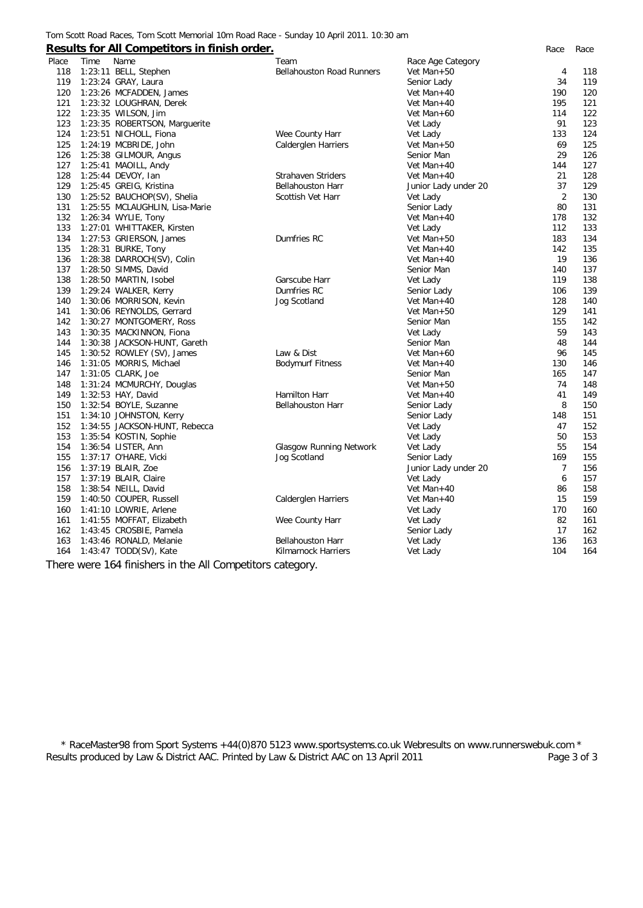Tom Scott Road Races, Tom Scott Memorial 10m Road Race - Sunday 10 April 2011. 10:30 am

**Results for All Competitors in finish order.**

| Place | Time | Name | Team | Race Age Category | Race | Race |
|---|---|---|---|---|---|---|
| 118 | 1:23:11 | BELL, Stephen | Bellahouston Road Runners | Vet Man+50 | 4 | 118 |
| 119 | 1:23:24 | GRAY, Laura | | Senior Lady | 34 | 119 |
| 120 | 1:23:26 | MCFADDEN, James | | Vet Man+40 | 190 | 120 |
| 121 | 1:23:32 | LOUGHRAN, Derek | | Vet Man+40 | 195 | 121 |
| 122 | 1:23:35 | WILSON, Jim | | Vet Man+60 | 114 | 122 |
| 123 | 1:23:35 | ROBERTSON, Marguerite | | Vet Lady | 91 | 123 |
| 124 | 1:23:51 | NICHOLL, Fiona | Wee County Harr | Vet Lady | 133 | 124 |
| 125 | 1:24:19 | MCBRIDE, John | Calderglen Harriers | Vet Man+50 | 69 | 125 |
| 126 | 1:25:38 | GILMOUR, Angus | | Senior Man | 29 | 126 |
| 127 | 1:25:41 | MAOILL, Andy | | Vet Man+40 | 144 | 127 |
| 128 | 1:25:44 | DEVOY, Ian | Strahaven Striders | Vet Man+40 | 21 | 128 |
| 129 | 1:25:45 | GREIG, Kristina | Bellahouston Harr | Junior Lady under 20 | 37 | 129 |
| 130 | 1:25:52 | BAUCHOP(SV), Shelia | Scottish Vet Harr | Vet Lady | 2 | 130 |
| 131 | 1:25:55 | MCLAUGHLIN, Lisa-Marie | | Senior Lady | 80 | 131 |
| 132 | 1:26:34 | WYLIE, Tony | | Vet Man+40 | 178 | 132 |
| 133 | 1:27:01 | WHITTAKER, Kirsten | | Vet Lady | 112 | 133 |
| 134 | 1:27:53 | GRIERSON, James | Dumfries RC | Vet Man+50 | 183 | 134 |
| 135 | 1:28:31 | BURKE, Tony | | Vet Man+40 | 142 | 135 |
| 136 | 1:28:38 | DARROCH(SV), Colin | | Vet Man+40 | 19 | 136 |
| 137 | 1:28:50 | SIMMS, David | | Senior Man | 140 | 137 |
| 138 | 1:28:50 | MARTIN, Isobel | Garscube Harr | Vet Lady | 119 | 138 |
| 139 | 1:29:24 | WALKER, Kerry | Dumfries RC | Senior Lady | 106 | 139 |
| 140 | 1:30:06 | MORRISON, Kevin | Jog Scotland | Vet Man+40 | 128 | 140 |
| 141 | 1:30:06 | REYNOLDS, Gerrard | | Vet Man+50 | 129 | 141 |
| 142 | 1:30:27 | MONTGOMERY, Ross | | Senior Man | 155 | 142 |
| 143 | 1:30:35 | MACKINNON, Fiona | | Vet Lady | 59 | 143 |
| 144 | 1:30:38 | JACKSON-HUNT, Gareth | | Senior Man | 48 | 144 |
| 145 | 1:30:52 | ROWLEY (SV), James | Law & Dist | Vet Man+60 | 96 | 145 |
| 146 | 1:31:05 | MORRIS, Michael | Bodymurf Fitness | Vet Man+40 | 130 | 146 |
| 147 | 1:31:05 | CLARK, Joe | | Senior Man | 165 | 147 |
| 148 | 1:31:24 | MCMURCHY, Douglas | | Vet Man+50 | 74 | 148 |
| 149 | 1:32:53 | HAY, David | Hamilton Harr | Vet Man+40 | 41 | 149 |
| 150 | 1:32:54 | BOYLE, Suzanne | Bellahouston Harr | Senior Lady | 8 | 150 |
| 151 | 1:34:10 | JOHNSTON, Kerry | | Senior Lady | 148 | 151 |
| 152 | 1:34:55 | JACKSON-HUNT, Rebecca | | Vet Lady | 47 | 152 |
| 153 | 1:35:54 | KOSTIN, Sophie | | Vet Lady | 50 | 153 |
| 154 | 1:36:54 | LISTER, Ann | Glasgow Running Network | Vet Lady | 55 | 154 |
| 155 | 1:37:17 | O'HARE, Vicki | Jog Scotland | Senior Lady | 169 | 155 |
| 156 | 1:37:19 | BLAIR, Zoe | | Junior Lady under 20 | 7 | 156 |
| 157 | 1:37:19 | BLAIR, Claire | | Vet Lady | 6 | 157 |
| 158 | 1:38:54 | NEILL, David | | Vet Man+40 | 86 | 158 |
| 159 | 1:40:50 | COUPER, Russell | Calderglen Harriers | Vet Man+40 | 15 | 159 |
| 160 | 1:41:10 | LOWRIE, Arlene | | Vet Lady | 170 | 160 |
| 161 | 1:41:55 | MOFFAT, Elizabeth | Wee County Harr | Vet Lady | 82 | 161 |
| 162 | 1:43:45 | CROSBIE, Pamela | | Senior Lady | 17 | 162 |
| 163 | 1:43:46 | RONALD, Melanie | Bellahouston Harr | Vet Lady | 136 | 163 |
| 164 | 1:43:47 | TODD(SV), Kate | Kilmarnock Harriers | Vet Lady | 104 | 164 |

There were 164 finishers in the All Competitors category.

* RaceMaster98 from Sport Systems +44(0)870 5123 www.sportsystems.co.uk Webresults on www.runnerswebuk.com *
Results produced by Law & District AAC. Printed by Law & District AAC on 13 April 2011